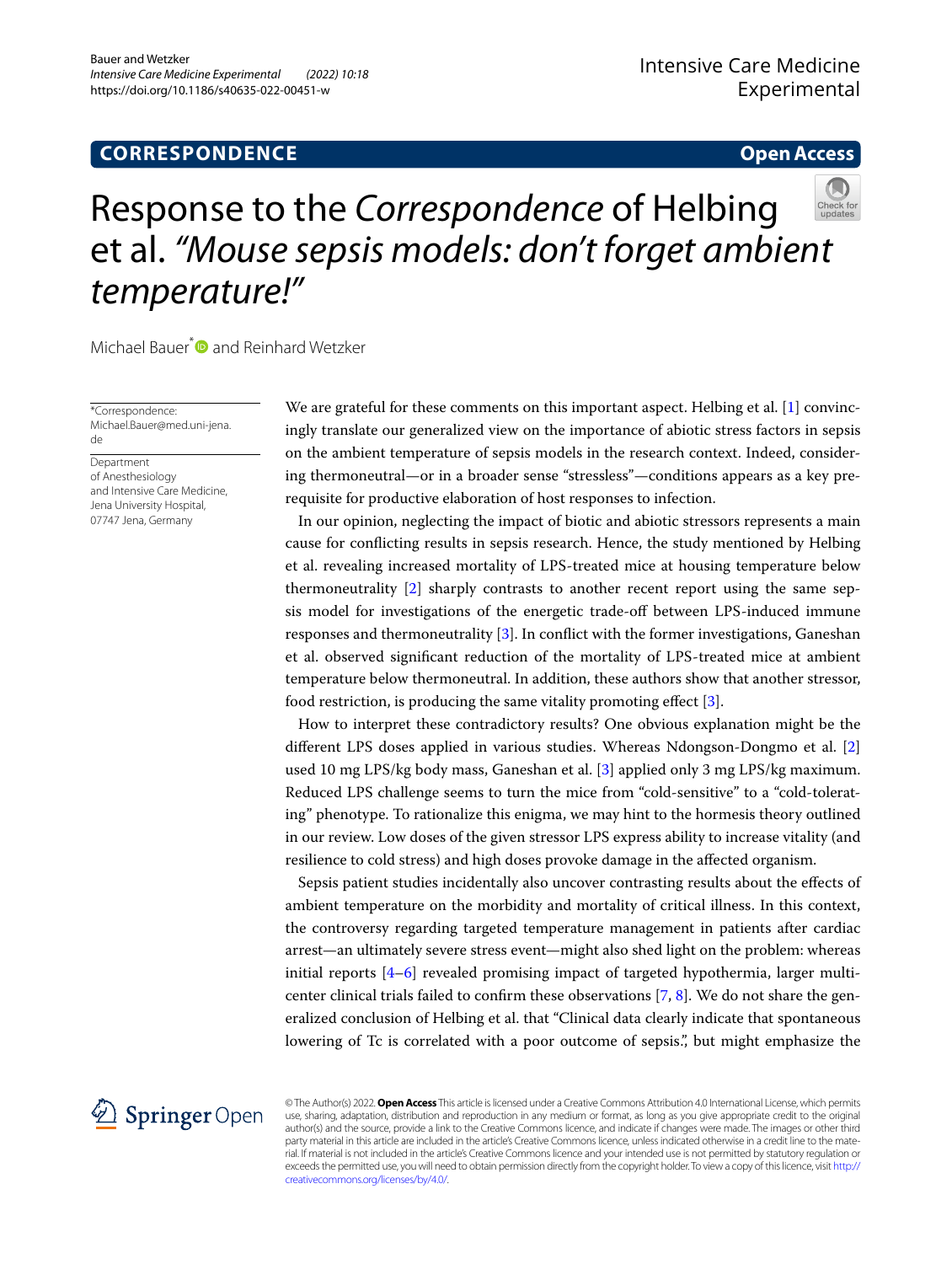**CORRESPONDENCE** **Open Access**

# Response to the *Correspondence* of Helbing et al. *"Mouse sepsis models: don't forget ambient temperature!"*

Michael Bauer* and Reinhard Wetzker

*Correspondence: Michael.Bauer@med.uni-jena.de

Department of Anesthesiology and Intensive Care Medicine, Jena University Hospital, 07747 Jena, Germany

We are grateful for these comments on this important aspect. Helbing et al. [1] convincingly translate our generalized view on the importance of abiotic stress factors in sepsis on the ambient temperature of sepsis models in the research context. Indeed, considering thermoneutral—or in a broader sense "stressless"—conditions appears as a key prerequisite for productive elaboration of host responses to infection.

In our opinion, neglecting the impact of biotic and abiotic stressors represents a main cause for conflicting results in sepsis research. Hence, the study mentioned by Helbing et al. revealing increased mortality of LPS-treated mice at housing temperature below thermoneutrality [2] sharply contrasts to another recent report using the same sepsis model for investigations of the energetic trade-off between LPS-induced immune responses and thermoneutrality [3]. In conflict with the former investigations, Ganeshan et al. observed significant reduction of the mortality of LPS-treated mice at ambient temperature below thermoneutral. In addition, these authors show that another stressor, food restriction, is producing the same vitality promoting effect [3].

How to interpret these contradictory results? One obvious explanation might be the different LPS doses applied in various studies. Whereas Ndongson-Dongmo et al. [2] used 10 mg LPS/kg body mass, Ganeshan et al. [3] applied only 3 mg LPS/kg maximum. Reduced LPS challenge seems to turn the mice from "cold-sensitive" to a "cold-tolerating" phenotype. To rationalize this enigma, we may hint to the hormesis theory outlined in our review. Low doses of the given stressor LPS express ability to increase vitality (and resilience to cold stress) and high doses provoke damage in the affected organism.

Sepsis patient studies incidentally also uncover contrasting results about the effects of ambient temperature on the morbidity and mortality of critical illness. In this context, the controversy regarding targeted temperature management in patients after cardiac arrest—an ultimately severe stress event—might also shed light on the problem: whereas initial reports [4–6] revealed promising impact of targeted hypothermia, larger multicenter clinical trials failed to confirm these observations [7, 8]. We do not share the generalized conclusion of Helbing et al. that "Clinical data clearly indicate that spontaneous lowering of Tc is correlated with a poor outcome of sepsis.", but might emphasize the

© The Author(s) 2022. **Open Access** This article is licensed under a Creative Commons Attribution 4.0 International License, which permits use, sharing, adaptation, distribution and reproduction in any medium or format, as long as you give appropriate credit to the original author(s) and the source, provide a link to the Creative Commons licence, and indicate if changes were made. The images or other third party material in this article are included in the article's Creative Commons licence, unless indicated otherwise in a credit line to the material. If material is not included in the article's Creative Commons licence and your intended use is not permitted by statutory regulation or exceeds the permitted use, you will need to obtain permission directly from the copyright holder. To view a copy of this licence, visit http://creativecommons.org/licenses/by/4.0/.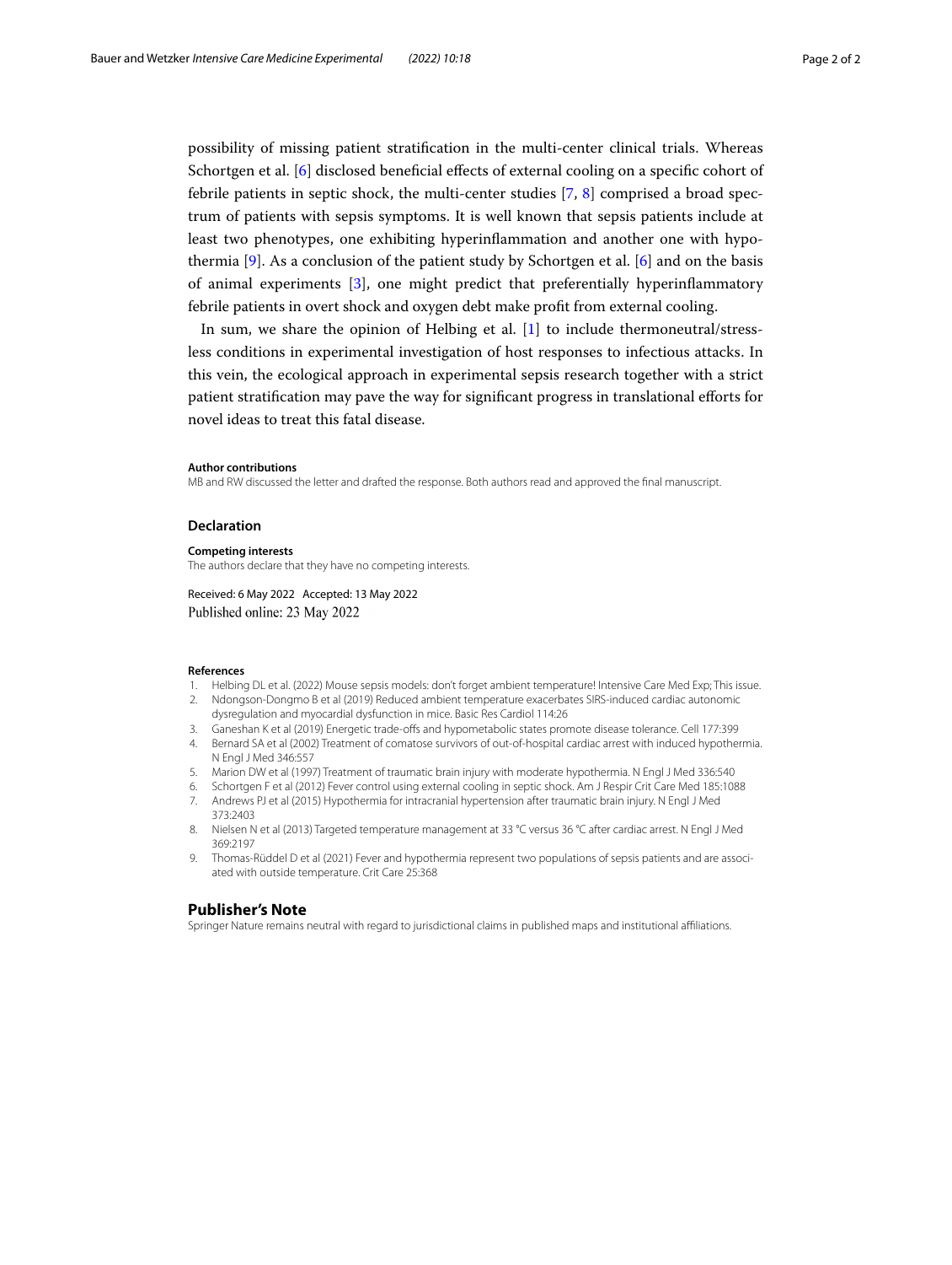possibility of missing patient stratification in the multi-center clinical trials. Whereas Schortgen et al. [6] disclosed beneficial effects of external cooling on a specific cohort of febrile patients in septic shock, the multi-center studies [7, 8] comprised a broad spectrum of patients with sepsis symptoms. It is well known that sepsis patients include at least two phenotypes, one exhibiting hyperinflammation and another one with hypothermia [9]. As a conclusion of the patient study by Schortgen et al. [6] and on the basis of animal experiments [3], one might predict that preferentially hyperinflammatory febrile patients in overt shock and oxygen debt make profit from external cooling.

In sum, we share the opinion of Helbing et al. [1] to include thermoneutral/stressless conditions in experimental investigation of host responses to infectious attacks. In this vein, the ecological approach in experimental sepsis research together with a strict patient stratification may pave the way for significant progress in translational efforts for novel ideas to treat this fatal disease.

**Author contributions**

MB and RW discussed the letter and drafted the response. Both authors read and approved the final manuscript.

## Declaration

**Competing interests**

The authors declare that they have no competing interests.

Received: 6 May 2022 Accepted: 13 May 2022
Published online: 23 May 2022

**References**

1. Helbing DL et al. (2022) Mouse sepsis models: don't forget ambient temperature! Intensive Care Med Exp; This issue.
2. Ndongson-Dongmo B et al (2019) Reduced ambient temperature exacerbates SIRS-induced cardiac autonomic dysregulation and myocardial dysfunction in mice. Basic Res Cardiol 114:26
3. Ganeshan K et al (2019) Energetic trade-offs and hypometabolic states promote disease tolerance. Cell 177:399
4. Bernard SA et al (2002) Treatment of comatose survivors of out-of-hospital cardiac arrest with induced hypothermia. N Engl J Med 346:557
5. Marion DW et al (1997) Treatment of traumatic brain injury with moderate hypothermia. N Engl J Med 336:540
6. Schortgen F et al (2012) Fever control using external cooling in septic shock. Am J Respir Crit Care Med 185:1088
7. Andrews PJ et al (2015) Hypothermia for intracranial hypertension after traumatic brain injury. N Engl J Med 373:2403
8. Nielsen N et al (2013) Targeted temperature management at 33 °C versus 36 °C after cardiac arrest. N Engl J Med 369:2197
9. Thomas-Rüddel D et al (2021) Fever and hypothermia represent two populations of sepsis patients and are associated with outside temperature. Crit Care 25:368

## Publisher's Note

Springer Nature remains neutral with regard to jurisdictional claims in published maps and institutional affiliations.